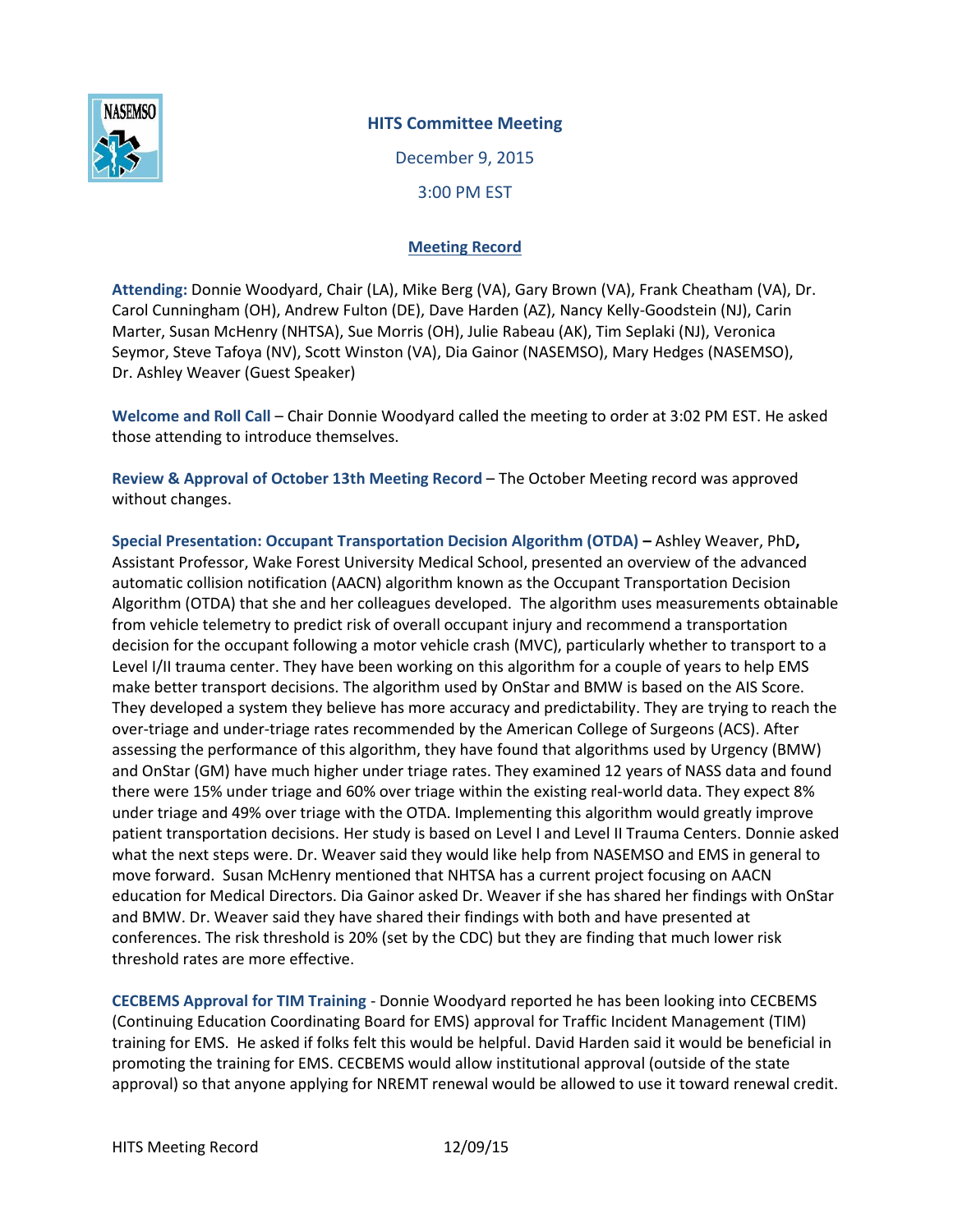# HITS Committee Meeting

December 9, 2015

3:00 PM EST

## Meeting Record

**Attending:** Donnie Woodyard, Chair (LA), Mike Berg (VA), Gary Brown (VA), Frank Cheatham (VA), Dr. Carol Cunningham (OH), Andrew Fulton (DE), Dave Harden (AZ), Nancy Kelly-Goodstein (NJ), Carin Marter, Susan McHenry (NHTSA), Sue Morris (OH), Julie Rabeau (AK), Tim Seplaki (NJ), Veronica Seymor, Steve Tafoya (NV), Scott Winston (VA), Dia Gainor (NASEMSO), Mary Hedges (NASEMSO), Dr. Ashley Weaver (Guest Speaker)

**Welcome and Roll Call** – Chair Donnie Woodyard called the meeting to order at 3:02 PM EST. He asked those attending to introduce themselves.

**Review & Approval of October 13th Meeting Record** – The October Meeting record was approved without changes.

**Special Presentation: Occupant Transportation Decision Algorithm (OTDA) –** Ashley Weaver, PhD**,** Assistant Professor, Wake Forest University Medical School, presented an overview of the advanced automatic collision notification (AACN) algorithm known as the Occupant Transportation Decision Algorithm (OTDA) that she and her colleagues developed. The algorithm uses measurements obtainable from vehicle telemetry to predict risk of overall occupant injury and recommend a transportation decision for the occupant following a motor vehicle crash (MVC), particularly whether to transport to a Level I/II trauma center. They have been working on this algorithm for a couple of years to help EMS make better transport decisions. The algorithm used by OnStar and BMW is based on the AIS Score. They developed a system they believe has more accuracy and predictability. They are trying to reach the over-triage and under-triage rates recommended by the American College of Surgeons (ACS). After assessing the performance of this algorithm, they have found that algorithms used by Urgency (BMW) and OnStar (GM) have much higher under triage rates. They examined 12 years of NASS data and found there were 15% under triage and 60% over triage within the existing real-world data. They expect 8% under triage and 49% over triage with the OTDA. Implementing this algorithm would greatly improve patient transportation decisions. Her study is based on Level I and Level II Trauma Centers. Donnie asked what the next steps were. Dr. Weaver said they would like help from NASEMSO and EMS in general to move forward. Susan McHenry mentioned that NHTSA has a current project focusing on AACN education for Medical Directors. Dia Gainor asked Dr. Weaver if she has shared her findings with OnStar and BMW. Dr. Weaver said they have shared their findings with both and have presented at conferences. The risk threshold is 20% (set by the CDC) but they are finding that much lower risk threshold rates are more effective.

**CECBEMS Approval for TIM Training** - Donnie Woodyard reported he has been looking into CECBEMS (Continuing Education Coordinating Board for EMS) approval for Traffic Incident Management (TIM) training for EMS. He asked if folks felt this would be helpful. David Harden said it would be beneficial in promoting the training for EMS. CECBEMS would allow institutional approval (outside of the state approval) so that anyone applying for NREMT renewal would be allowed to use it toward renewal credit.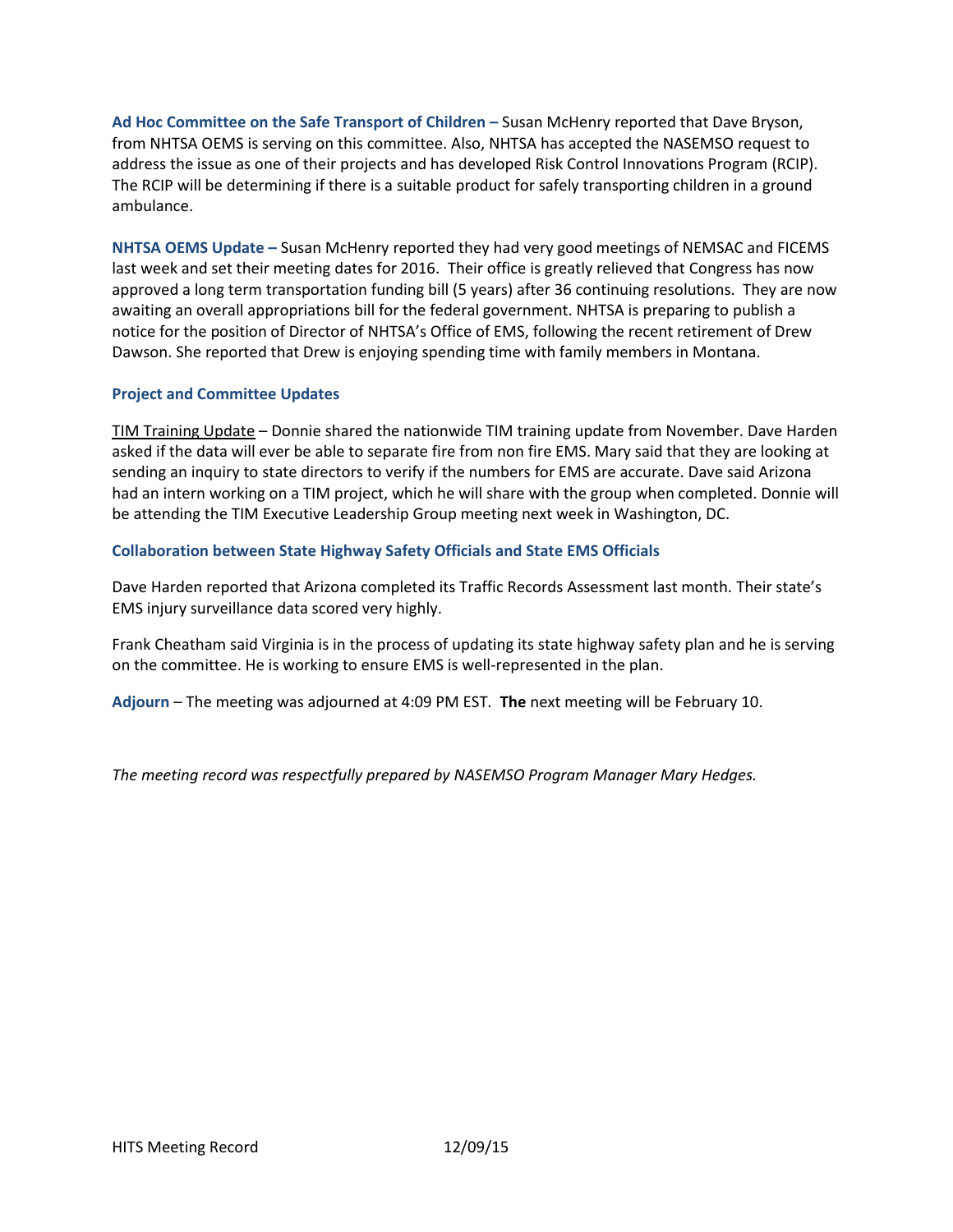**Ad Hoc Committee on the Safe Transport of Children –** Susan McHenry reported that Dave Bryson, from NHTSA OEMS is serving on this committee. Also, NHTSA has accepted the NASEMSO request to address the issue as one of their projects and has developed Risk Control Innovations Program (RCIP). The RCIP will be determining if there is a suitable product for safely transporting children in a ground ambulance.

**NHTSA OEMS Update –** Susan McHenry reported they had very good meetings of NEMSAC and FICEMS last week and set their meeting dates for 2016. Their office is greatly relieved that Congress has now approved a long term transportation funding bill (5 years) after 36 continuing resolutions. They are now awaiting an overall appropriations bill for the federal government. NHTSA is preparing to publish a notice for the position of Director of NHTSA's Office of EMS, following the recent retirement of Drew Dawson. She reported that Drew is enjoying spending time with family members in Montana.

### Project and Committee Updates

TIM Training Update – Donnie shared the nationwide TIM training update from November. Dave Harden asked if the data will ever be able to separate fire from non fire EMS. Mary said that they are looking at sending an inquiry to state directors to verify if the numbers for EMS are accurate. Dave said Arizona had an intern working on a TIM project, which he will share with the group when completed. Donnie will be attending the TIM Executive Leadership Group meeting next week in Washington, DC.

### Collaboration between State Highway Safety Officials and State EMS Officials

Dave Harden reported that Arizona completed its Traffic Records Assessment last month. Their state's EMS injury surveillance data scored very highly.

Frank Cheatham said Virginia is in the process of updating its state highway safety plan and he is serving on the committee. He is working to ensure EMS is well-represented in the plan.

**Adjourn** – The meeting was adjourned at 4:09 PM EST. **The** next meeting will be February 10.

*The meeting record was respectfully prepared by NASEMSO Program Manager Mary Hedges.*